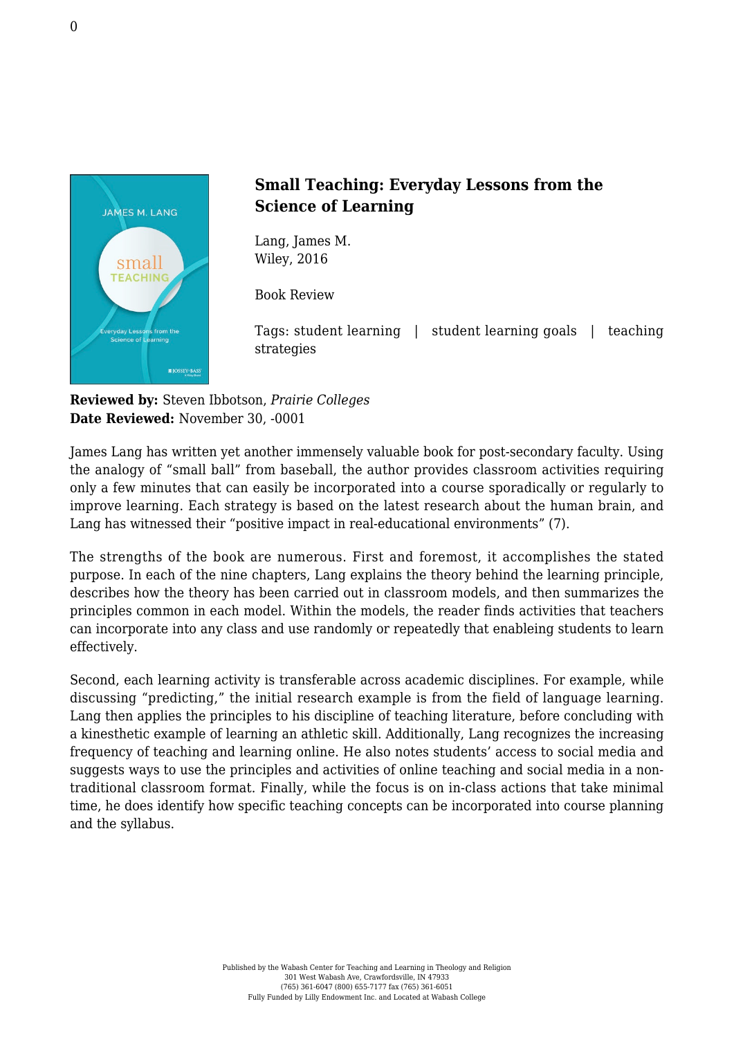## Small Teaching: Everyday Lessons from the Science of Learning

Lang, James M.
Wiley, 2016

Book Review

Tags: student learning | student learning goals | teaching strategies

**Reviewed by:** Steven Ibbotson, *Prairie Colleges*
**Date Reviewed:** November 30, -0001

James Lang has written yet another immensely valuable book for post-secondary faculty. Using the analogy of "small ball" from baseball, the author provides classroom activities requiring only a few minutes that can easily be incorporated into a course sporadically or regularly to improve learning. Each strategy is based on the latest research about the human brain, and Lang has witnessed their "positive impact in real-educational environments" (7).

The strengths of the book are numerous. First and foremost, it accomplishes the stated purpose. In each of the nine chapters, Lang explains the theory behind the learning principle, describes how the theory has been carried out in classroom models, and then summarizes the principles common in each model. Within the models, the reader finds activities that teachers can incorporate into any class and use randomly or repeatedly that enableing students to learn effectively.

Second, each learning activity is transferable across academic disciplines. For example, while discussing "predicting," the initial research example is from the field of language learning. Lang then applies the principles to his discipline of teaching literature, before concluding with a kinesthetic example of learning an athletic skill. Additionally, Lang recognizes the increasing frequency of teaching and learning online. He also notes students' access to social media and suggests ways to use the principles and activities of online teaching and social media in a non-traditional classroom format. Finally, while the focus is on in-class actions that take minimal time, he does identify how specific teaching concepts can be incorporated into course planning and the syllabus.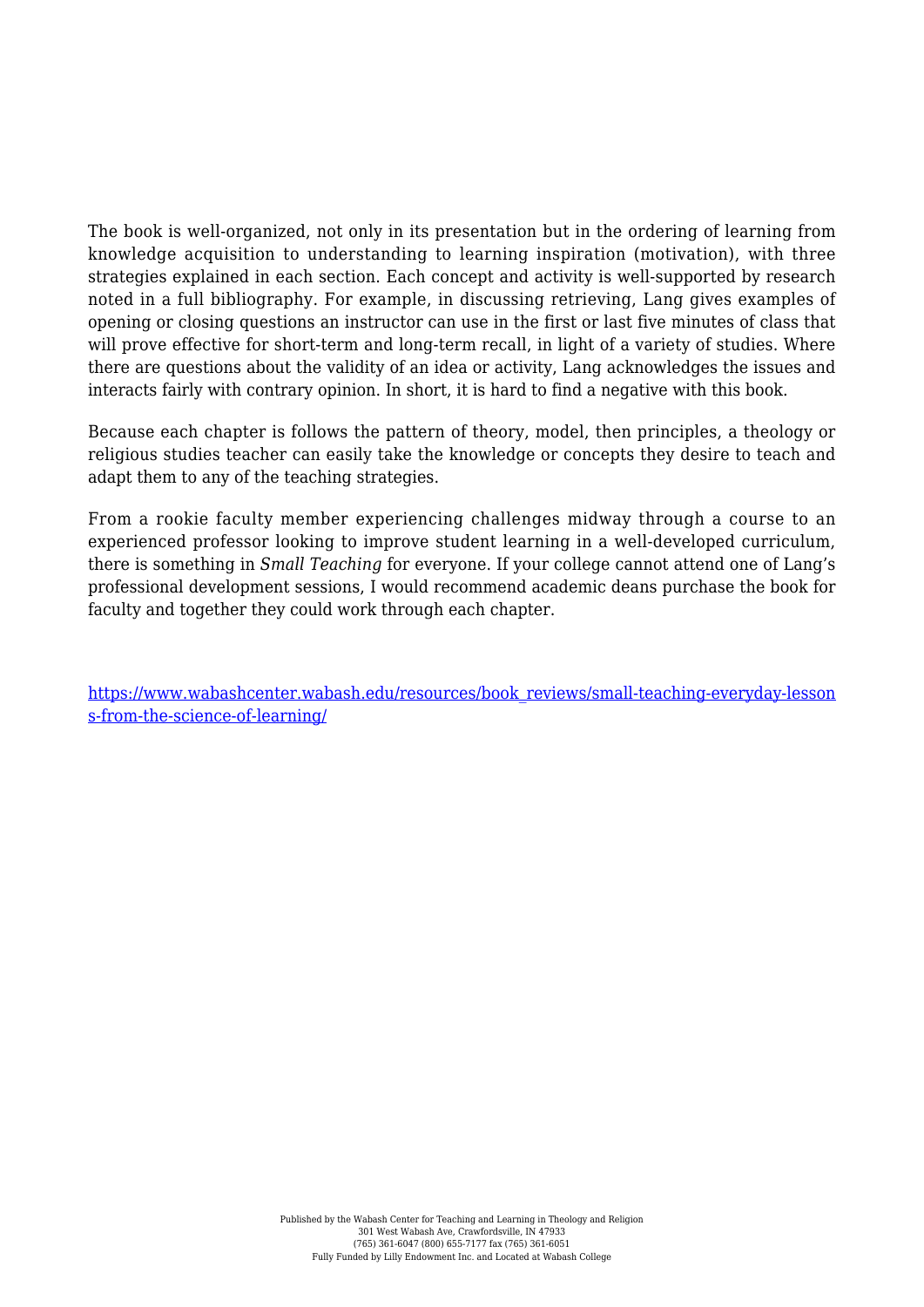The book is well-organized, not only in its presentation but in the ordering of learning from knowledge acquisition to understanding to learning inspiration (motivation), with three strategies explained in each section. Each concept and activity is well-supported by research noted in a full bibliography. For example, in discussing retrieving, Lang gives examples of opening or closing questions an instructor can use in the first or last five minutes of class that will prove effective for short-term and long-term recall, in light of a variety of studies. Where there are questions about the validity of an idea or activity, Lang acknowledges the issues and interacts fairly with contrary opinion. In short, it is hard to find a negative with this book.

Because each chapter is follows the pattern of theory, model, then principles, a theology or religious studies teacher can easily take the knowledge or concepts they desire to teach and adapt them to any of the teaching strategies.

From a rookie faculty member experiencing challenges midway through a course to an experienced professor looking to improve student learning in a well-developed curriculum, there is something in *Small Teaching* for everyone. If your college cannot attend one of Lang's professional development sessions, I would recommend academic deans purchase the book for faculty and together they could work through each chapter.

https://www.wabashcenter.wabash.edu/resources/book_reviews/small-teaching-everyday-lessons-from-the-science-of-learning/

Published by the Wabash Center for Teaching and Learning in Theology and Religion
301 West Wabash Ave, Crawfordsville, IN 47933
(765) 361-6047 (800) 655-7177 fax (765) 361-6051
Fully Funded by Lilly Endowment Inc. and Located at Wabash College